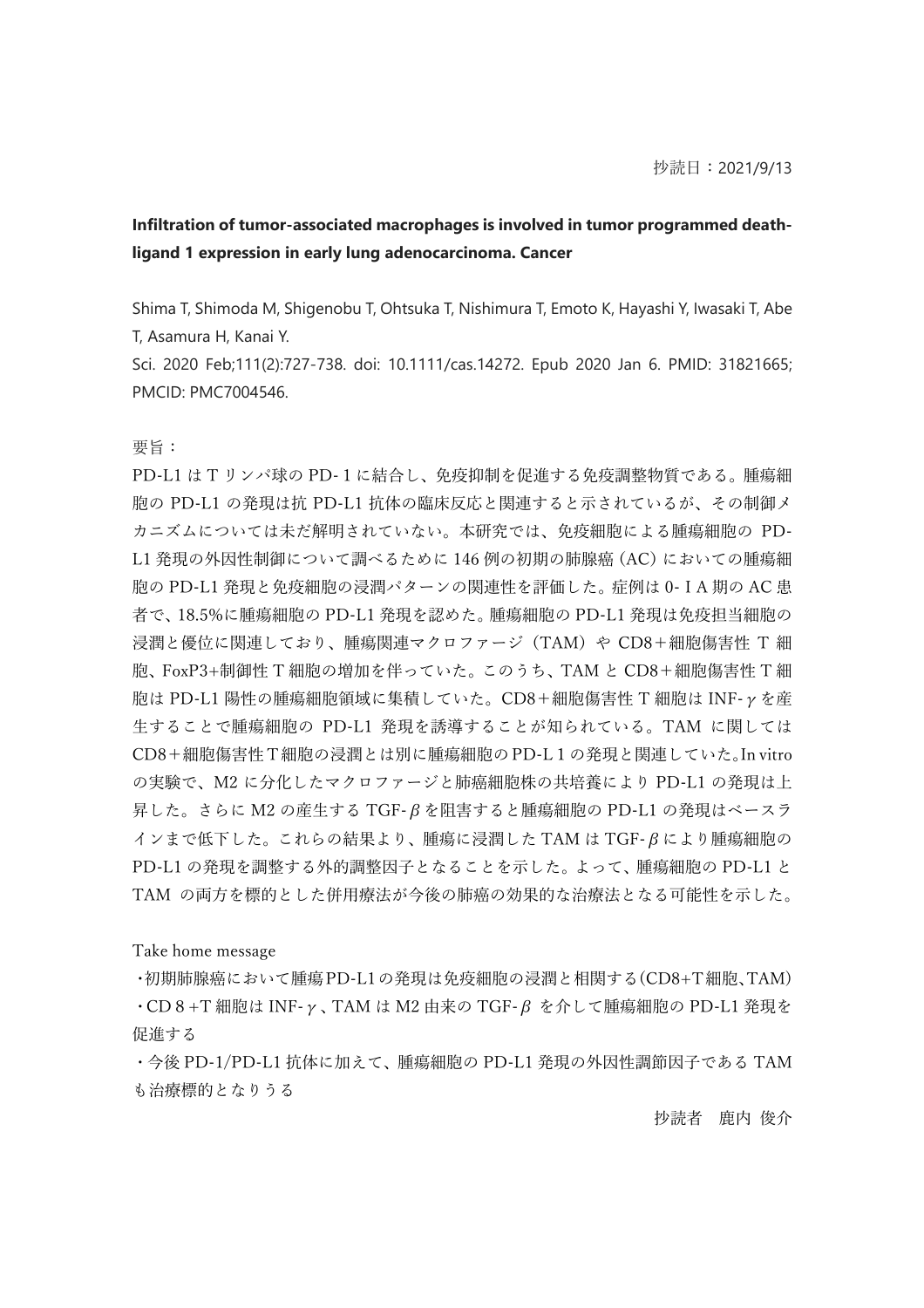抄読日：2021/9/13

**Infiltration of tumor-associated macrophages is involved in tumor programmed death-ligand 1 expression in early lung adenocarcinoma. Cancer**

Shima T, Shimoda M, Shigenobu T, Ohtsuka T, Nishimura T, Emoto K, Hayashi Y, Iwasaki T, Abe T, Asamura H, Kanai Y.

Sci. 2020 Feb;111(2):727-738. doi: 10.1111/cas.14272. Epub 2020 Jan 6. PMID: 31821665; PMCID: PMC7004546.

要旨：

PD-L1 は T リンパ球の PD- 1 に結合し、免疫抑制を促進する免疫調整物質である。腫瘍細胞の PD-L1 の発現は抗 PD-L1 抗体の臨床反応と関連すると示されているが、その制御メカニズムについては未だ解明されていない。本研究では、免疫細胞による腫瘍細胞の PD-L1 発現の外因性制御について調べるために 146 例の初期の肺腺癌（AC）においての腫瘍細胞の PD-L1 発現と免疫細胞の浸潤パターンの関連性を評価した。症例は 0- I A 期の AC 患者で、18.5%に腫瘍細胞の PD-L1 発現を認めた。腫瘍細胞の PD-L1 発現は免疫担当細胞の浸潤と優位に関連しており、腫瘍関連マクロファージ（TAM）や CD8＋細胞傷害性 T 細胞、FoxP3+制御性 T 細胞の増加を伴っていた。このうち、TAM と CD8＋細胞傷害性 T 細胞は PD-L1 陽性の腫瘍細胞領域に集積していた。CD8＋細胞傷害性 T 細胞は INF-$\gamma$ を産生することで腫瘍細胞の PD-L1 発現を誘導することが知られている。TAM に関しては CD8＋細胞傷害性 T 細胞の浸潤とは別に腫瘍細胞の PD-L 1 の発現と関連していた。In vitro の実験で、M2 に分化したマクロファージと肺癌細胞株の共培養により PD-L1 の発現は上昇した。さらに M2 の産生する TGF-$\beta$ を阻害すると腫瘍細胞の PD-L1 の発現はベースラインまで低下した。これらの結果より、腫瘍に浸潤した TAM は TGF-$\beta$ により腫瘍細胞の PD-L1 の発現を調整する外的調整因子となることを示した。よって、腫瘍細胞の PD-L1 と TAM の両方を標的とした併用療法が今後の肺癌の効果的な治療法となる可能性を示した。

Take home message

・初期肺腺癌において腫瘍PD-L1の発現は免疫細胞の浸潤と相関する（CD8+T細胞、TAM）

・CD 8 +T 細胞は INF-$\gamma$、TAM は M2 由来の TGF-$\beta$ を介して腫瘍細胞の PD-L1 発現を促進する

・今後 PD-1/PD-L1 抗体に加えて、腫瘍細胞の PD-L1 発現の外因性調節因子である TAM も治療標的となりうる

抄読者　鹿内 俊介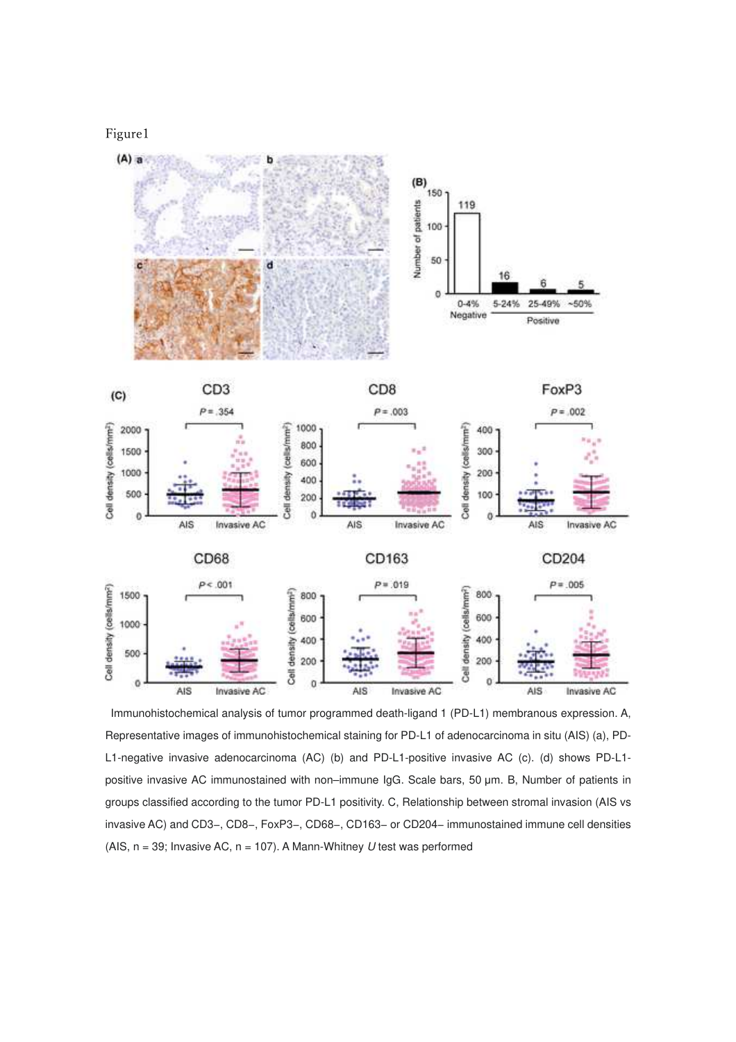Figure1

Immunohistochemical analysis of tumor programmed death-ligand 1 (PD-L1) membranous expression. A, Representative images of immunohistochemical staining for PD-L1 of adenocarcinoma in situ (AIS) (a), PD-L1-negative invasive adenocarcinoma (AC) (b) and PD-L1-positive invasive AC (c). (d) shows PD-L1-positive invasive AC immunostained with non–immune IgG. Scale bars, 50 μm. B, Number of patients in groups classified according to the tumor PD-L1 positivity. C, Relationship between stromal invasion (AIS vs invasive AC) and CD3–, CD8–, FoxP3–, CD68–, CD163– or CD204– immunostained immune cell densities (AIS, n = 39; Invasive AC, n = 107). A Mann-Whitney *U* test was performed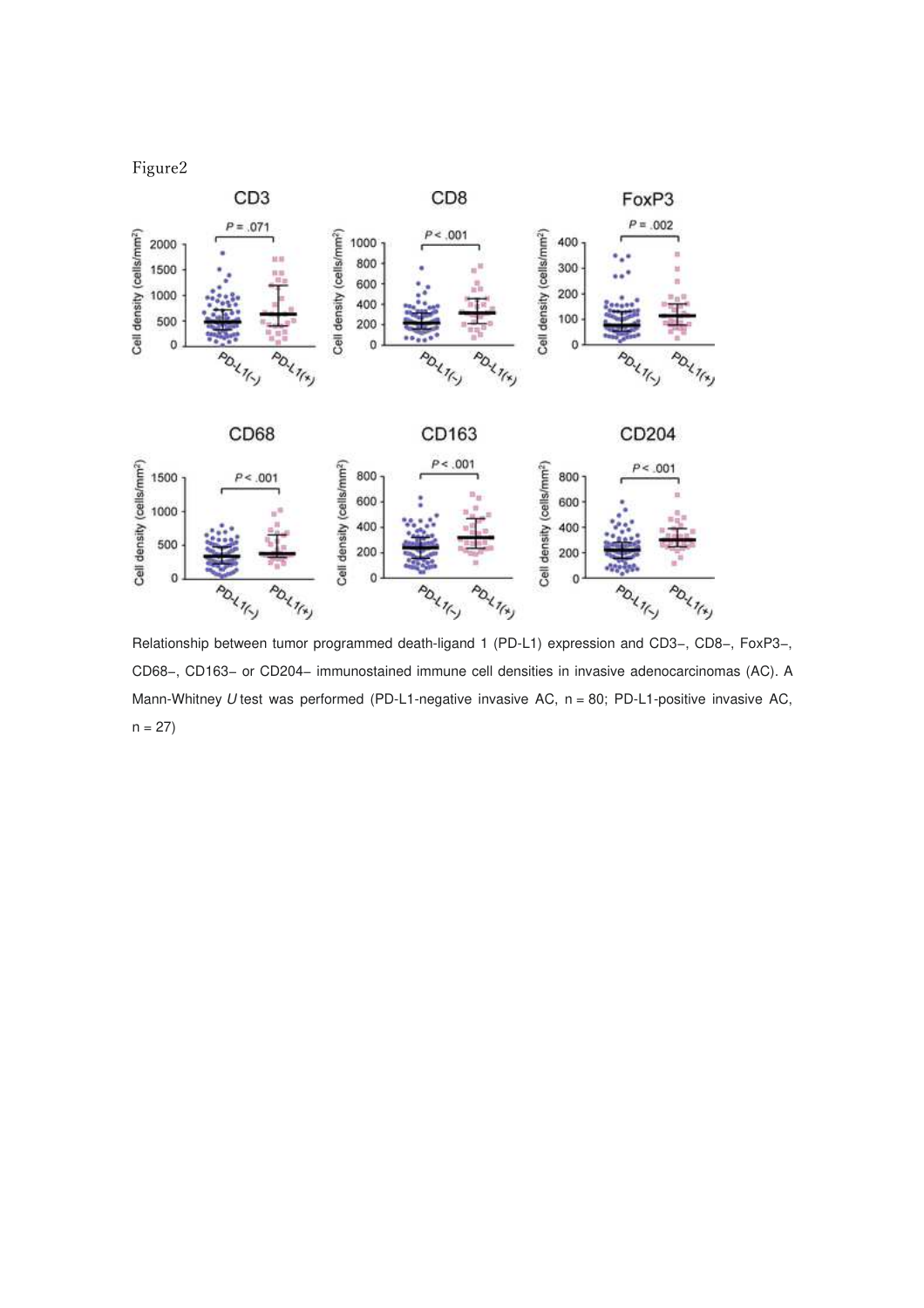Figure2

Relationship between tumor programmed death-ligand 1 (PD-L1) expression and CD3−, CD8−, FoxP3−, CD68−, CD163− or CD204− immunostained immune cell densities in invasive adenocarcinomas (AC). A Mann-Whitney *U* test was performed (PD-L1-negative invasive AC, n = 80; PD-L1-positive invasive AC, n = 27)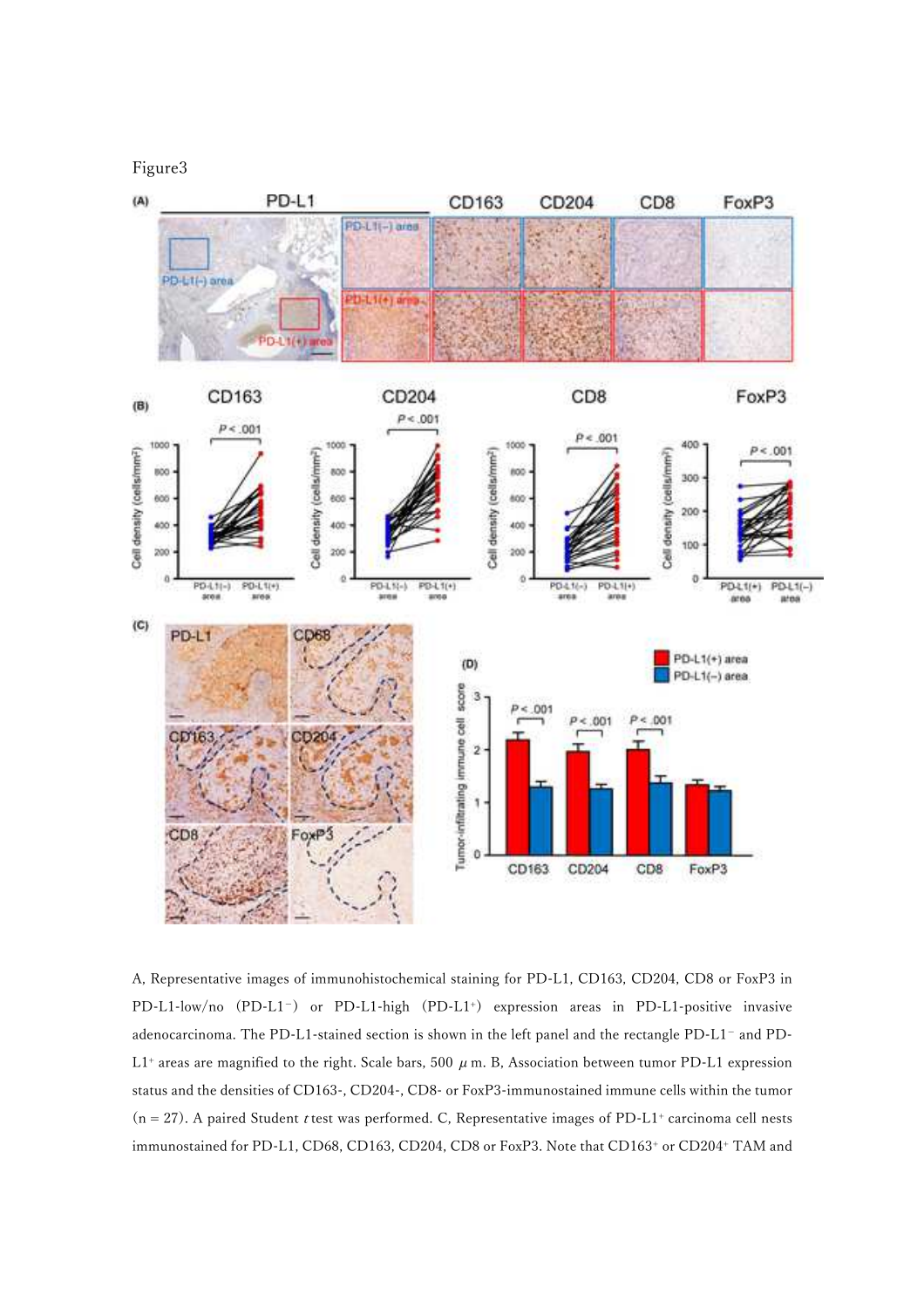Figure3

A, Representative images of immunohistochemical staining for PD-L1, CD163, CD204, CD8 or FoxP3 in PD-L1-low/no (PD-L1$^{-}$) or PD-L1-high (PD-L1$^{+}$) expression areas in PD-L1-positive invasive adenocarcinoma. The PD-L1-stained section is shown in the left panel and the rectangle PD-L1$^{-}$ and PD-L1$^{+}$ areas are magnified to the right. Scale bars, 500 $\mu$m. B, Association between tumor PD-L1 expression status and the densities of CD163-, CD204-, CD8- or FoxP3-immunostained immune cells within the tumor (n = 27). A paired Student *t* test was performed. C, Representative images of PD-L1$^{+}$ carcinoma cell nests immunostained for PD-L1, CD68, CD163, CD204, CD8 or FoxP3. Note that CD163$^{+}$ or CD204$^{+}$ TAM and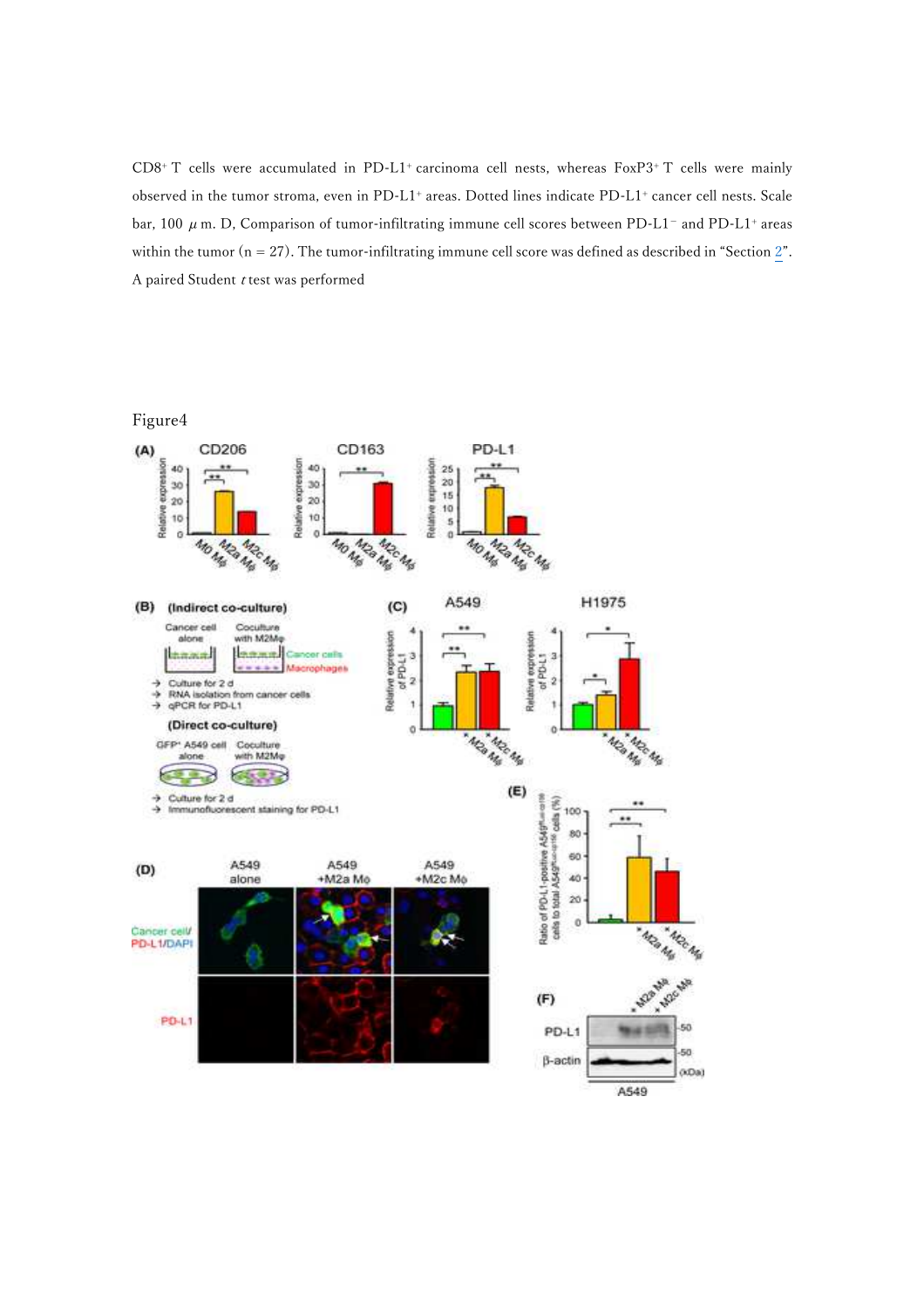CD8⁺ T cells were accumulated in PD-L1⁺ carcinoma cell nests, whereas FoxP3⁺ T cells were mainly observed in the tumor stroma, even in PD-L1⁺ areas. Dotted lines indicate PD-L1⁺ cancer cell nests. Scale bar, 100 μm. D, Comparison of tumor-infiltrating immune cell scores between PD-L1⁻ and PD-L1⁺ areas within the tumor (n = 27). The tumor-infiltrating immune cell score was defined as described in "Section 2". A paired Student *t* test was performed

Figure4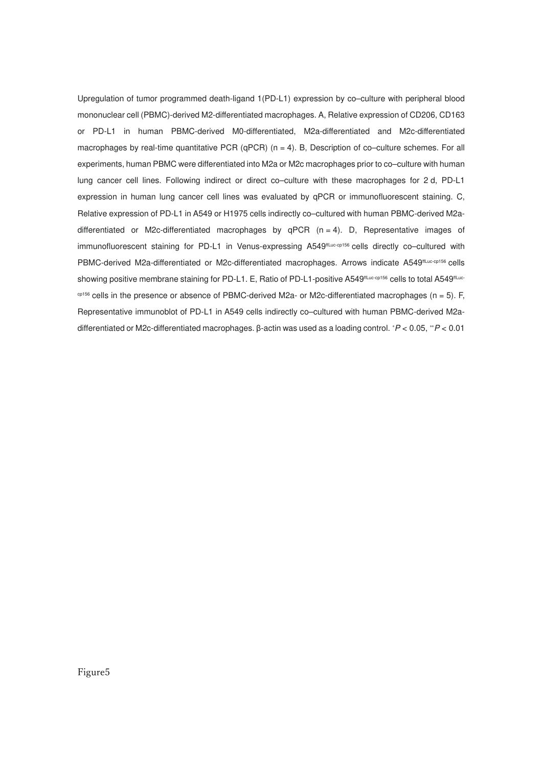Upregulation of tumor programmed death-ligand 1(PD-L1) expression by co–culture with peripheral blood mononuclear cell (PBMC)-derived M2-differentiated macrophages. A, Relative expression of CD206, CD163 or PD-L1 in human PBMC-derived M0-differentiated, M2a-differentiated and M2c-differentiated macrophages by real-time quantitative PCR (qPCR) (n = 4). B, Description of co–culture schemes. For all experiments, human PBMC were differentiated into M2a or M2c macrophages prior to co–culture with human lung cancer cell lines. Following indirect or direct co–culture with these macrophages for 2 d, PD-L1 expression in human lung cancer cell lines was evaluated by qPCR or immunofluorescent staining. C, Relative expression of PD-L1 in A549 or H1975 cells indirectly co–cultured with human PBMC-derived M2a-differentiated or M2c-differentiated macrophages by qPCR (n = 4). D, Representative images of immunofluorescent staining for PD-L1 in Venus-expressing A549$^{ffLuc\text{-}cp156}$ cells directly co–cultured with PBMC-derived M2a-differentiated or M2c-differentiated macrophages. Arrows indicate A549$^{ffLuc\text{-}cp156}$ cells showing positive membrane staining for PD-L1. E, Ratio of PD-L1-positive A549$^{ffLuc\text{-}cp156}$ cells to total A549$^{ffLuc\text{-}cp156}$ cells in the presence or absence of PBMC-derived M2a- or M2c-differentiated macrophages (n = 5). F, Representative immunoblot of PD-L1 in A549 cells indirectly co–cultured with human PBMC-derived M2a-differentiated or M2c-differentiated macrophages. β-actin was used as a loading control. $^{*}P < 0.05$, $^{**}P < 0.01$

Figure5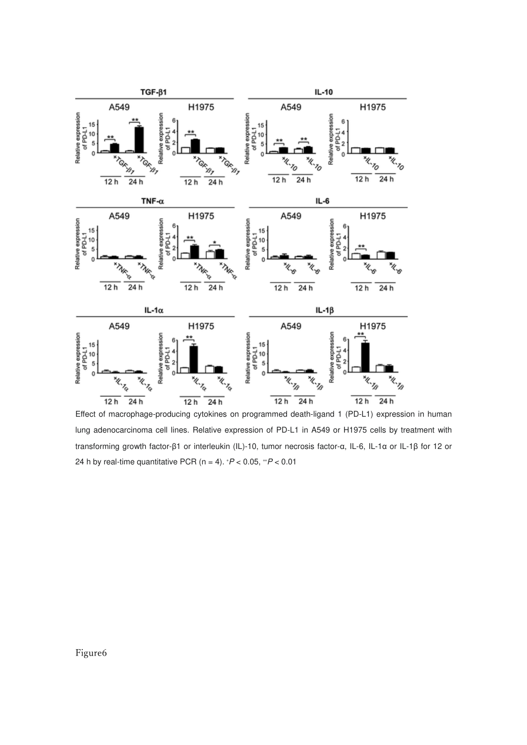Effect of macrophage-producing cytokines on programmed death-ligand 1 (PD-L1) expression in human lung adenocarcinoma cell lines. Relative expression of PD-L1 in A549 or H1975 cells by treatment with transforming growth factor-β1 or interleukin (IL)-10, tumor necrosis factor-α, IL-6, IL-1α or IL-1β for 12 or 24 h by real-time quantitative PCR (n = 4). *$P < 0.05$, **$P < 0.01$

Figure6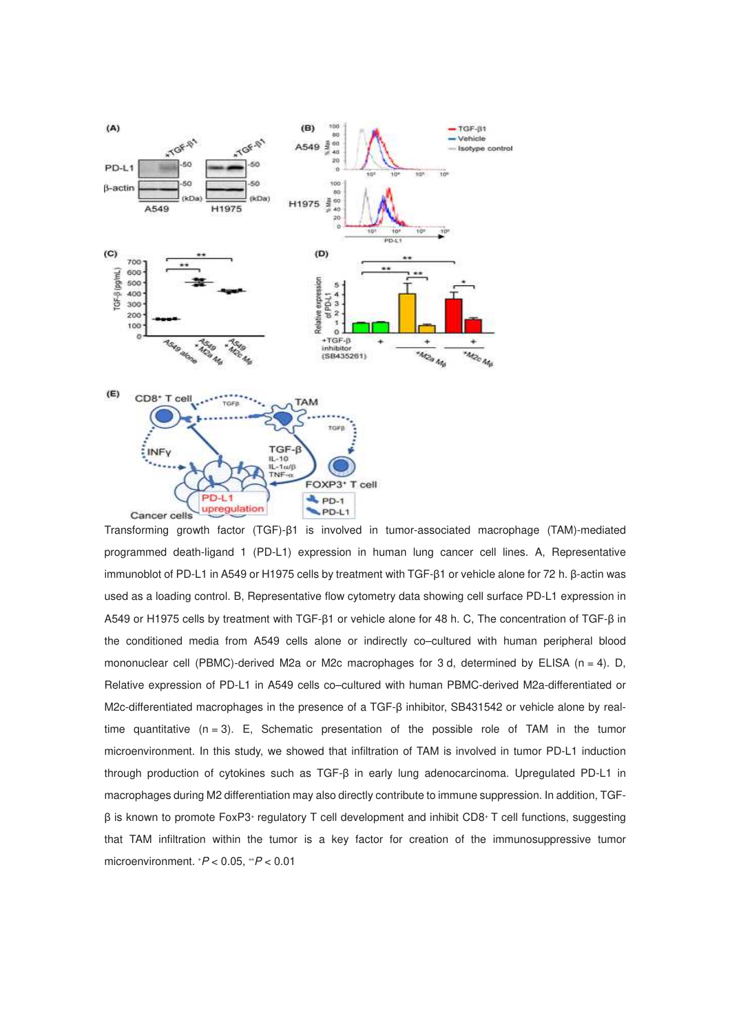(A)

PD-L1 — +TGF-β1 — -50

β-actin — -50 (kDa)

A549 H1975

(B)

A549 % Max

H1975 % Max

PD-L1

TGF-β1
Vehicle
Isotype control

(C)

TGF-β (pg/mL)

0 100 200 300 400 500 600 700

A549 alone, A549 + M2a Mφ, A549 + M2c Mφ

(D)

Relative expression of PD-L1

+TGF-β inhibitor (SB435261)

+M2a Mφ, +M2c Mφ

(E)

CD8+ T cell, TAM, TGFβ, INFγ, TGF-β, IL-10, IL-1α/β, TNF-α, FOXP3+ T cell, PD-1, PD-L1, Cancer cells, PD-L1 upregulation

Transforming growth factor (TGF)-β1 is involved in tumor-associated macrophage (TAM)-mediated programmed death-ligand 1 (PD-L1) expression in human lung cancer cell lines. A, Representative immunoblot of PD-L1 in A549 or H1975 cells by treatment with TGF-β1 or vehicle alone for 72 h. β-actin was used as a loading control. B, Representative flow cytometry data showing cell surface PD-L1 expression in A549 or H1975 cells by treatment with TGF-β1 or vehicle alone for 48 h. C, The concentration of TGF-β in the conditioned media from A549 cells alone or indirectly co–cultured with human peripheral blood mononuclear cell (PBMC)-derived M2a or M2c macrophages for 3 d, determined by ELISA (n = 4). D, Relative expression of PD-L1 in A549 cells co–cultured with human PBMC-derived M2a-differentiated or M2c-differentiated macrophages in the presence of a TGF-β inhibitor, SB431542 or vehicle alone by real-time quantitative (n = 3). E, Schematic presentation of the possible role of TAM in the tumor microenvironment. In this study, we showed that infiltration of TAM is involved in tumor PD-L1 induction through production of cytokines such as TGF-β in early lung adenocarcinoma. Upregulated PD-L1 in macrophages during M2 differentiation may also directly contribute to immune suppression. In addition, TGF-β is known to promote FoxP3+ regulatory T cell development and inhibit CD8+ T cell functions, suggesting that TAM infiltration within the tumor is a key factor for creation of the immunosuppressive tumor microenvironment. *$P < 0.05$, **$P < 0.01$